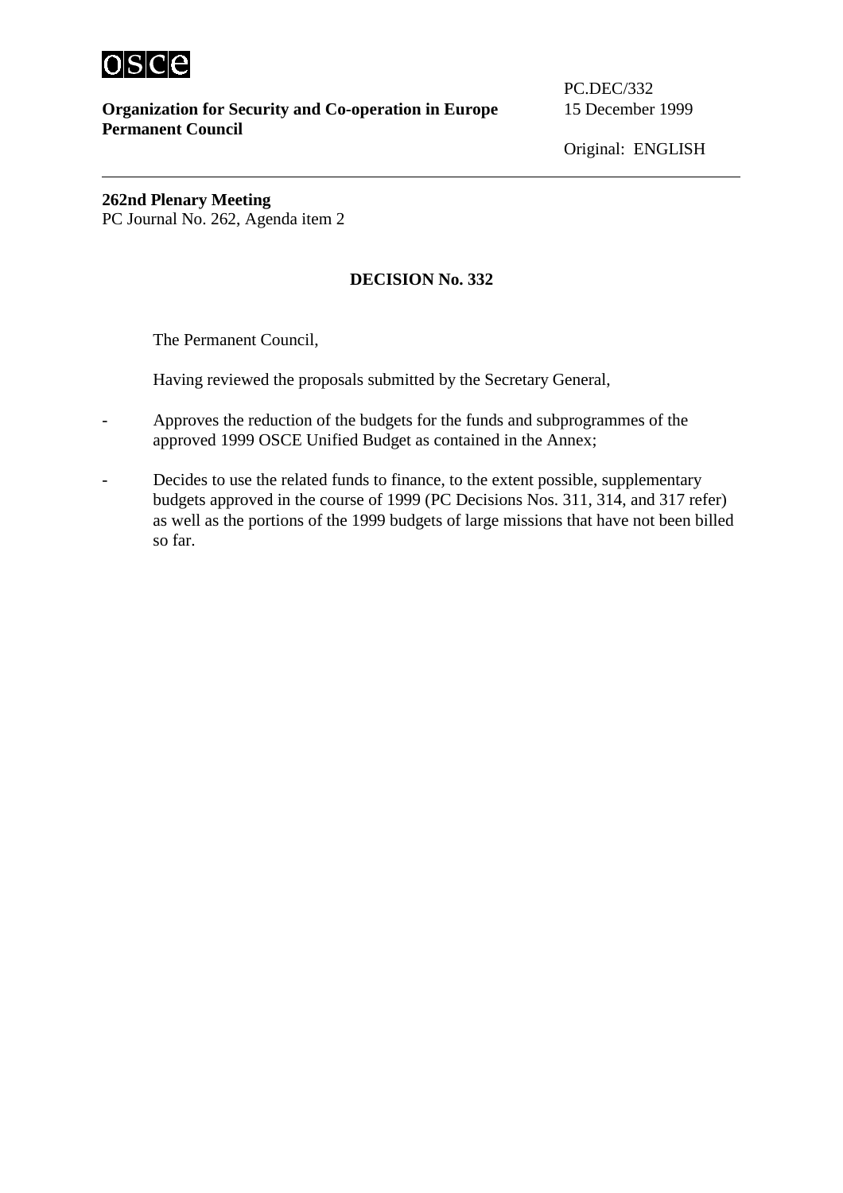**Organization for Security and Co-operation in Europe**
**Permanent Council**

PC.DEC/332
15 December 1999

Original: ENGLISH

---

**262nd Plenary Meeting**
PC Journal No. 262, Agenda item 2

## DECISION No. 332

The Permanent Council,

Having reviewed the proposals submitted by the Secretary General,

- Approves the reduction of the budgets for the funds and subprogrammes of the approved 1999 OSCE Unified Budget as contained in the Annex;

- Decides to use the related funds to finance, to the extent possible, supplementary budgets approved in the course of 1999 (PC Decisions Nos. 311, 314, and 317 refer) as well as the portions of the 1999 budgets of large missions that have not been billed so far.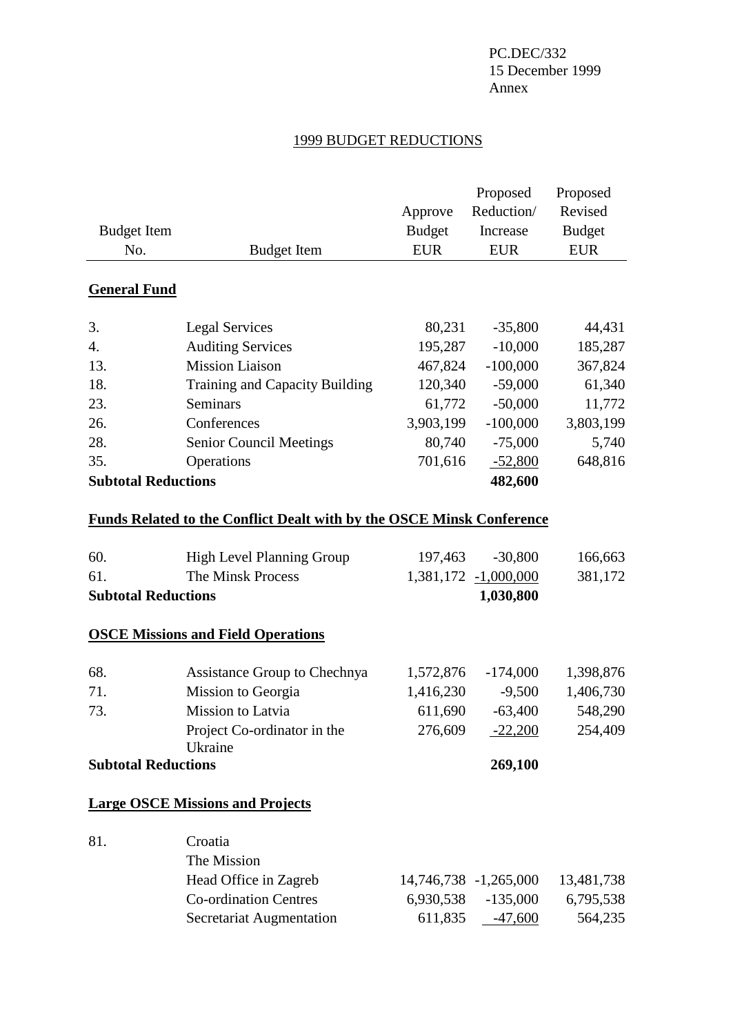PC.DEC/332
15 December 1999
Annex

## 1999 BUDGET REDUCTIONS

| Budget Item No. | Budget Item | Approve Budget EUR | Proposed Reduction/ Increase EUR | Proposed Revised Budget EUR |
|---|---|---|---|---|
| **General Fund** | | | | |
| 3. | Legal Services | 80,231 | -35,800 | 44,431 |
| 4. | Auditing Services | 195,287 | -10,000 | 185,287 |
| 13. | Mission Liaison | 467,824 | -100,000 | 367,824 |
| 18. | Training and Capacity Building | 120,340 | -59,000 | 61,340 |
| 23. | Seminars | 61,772 | -50,000 | 11,772 |
| 26. | Conferences | 3,903,199 | -100,000 | 3,803,199 |
| 28. | Senior Council Meetings | 80,740 | -75,000 | 5,740 |
| 35. | Operations | 701,616 | -52,800 | 648,816 |
| **Subtotal Reductions** | | | **482,600** | |
| **Funds Related to the Conflict Dealt with by the OSCE Minsk Conference** | | | | |
| 60. | High Level Planning Group | 197,463 | -30,800 | 166,663 |
| 61. | The Minsk Process | 1,381,172 | -1,000,000 | 381,172 |
| **Subtotal Reductions** | | | **1,030,800** | |
| **OSCE Missions and Field Operations** | | | | |
| 68. | Assistance Group to Chechnya | 1,572,876 | -174,000 | 1,398,876 |
| 71. | Mission to Georgia | 1,416,230 | -9,500 | 1,406,730 |
| 73. | Mission to Latvia | 611,690 | -63,400 | 548,290 |
| | Project Co-ordinator in the Ukraine | 276,609 | -22,200 | 254,409 |
| **Subtotal Reductions** | | | **269,100** | |
| **Large OSCE Missions and Projects** | | | | |
| 81. | Croatia | | | |
| | The Mission | | | |
| | Head Office in Zagreb | 14,746,738 | -1,265,000 | 13,481,738 |
| | Co-ordination Centres | 6,930,538 | -135,000 | 6,795,538 |
| | Secretariat Augmentation | 611,835 | -47,600 | 564,235 |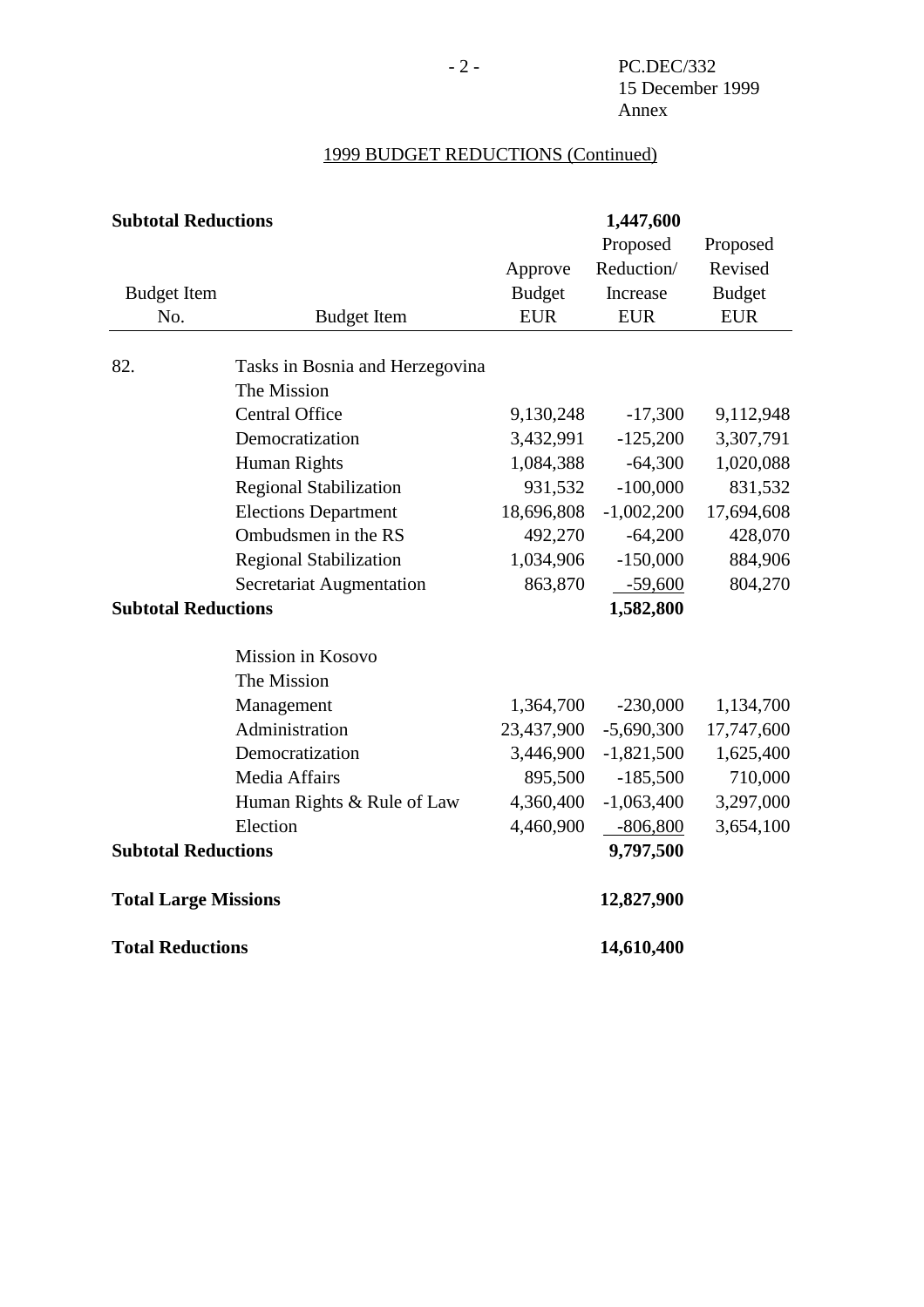## 1999 BUDGET REDUCTIONS (Continued)

| Budget Item No. | Budget Item | Approve Budget EUR | Proposed Reduction/ Increase EUR | Proposed Revised Budget EUR |
|---|---|---|---|---|
| **Subtotal Reductions** | | | **1,447,600** | |
| 82. | Tasks in Bosnia and Herzegovina | | | |
| | The Mission | | | |
| | Central Office | 9,130,248 | -17,300 | 9,112,948 |
| | Democratization | 3,432,991 | -125,200 | 3,307,791 |
| | Human Rights | 1,084,388 | -64,300 | 1,020,088 |
| | Regional Stabilization | 931,532 | -100,000 | 831,532 |
| | Elections Department | 18,696,808 | -1,002,200 | 17,694,608 |
| | Ombudsmen in the RS | 492,270 | -64,200 | 428,070 |
| | Regional Stabilization | 1,034,906 | -150,000 | 884,906 |
| | Secretariat Augmentation | 863,870 | -59,600 | 804,270 |
| **Subtotal Reductions** | | | **1,582,800** | |
| | Mission in Kosovo | | | |
| | The Mission | | | |
| | Management | 1,364,700 | -230,000 | 1,134,700 |
| | Administration | 23,437,900 | -5,690,300 | 17,747,600 |
| | Democratization | 3,446,900 | -1,821,500 | 1,625,400 |
| | Media Affairs | 895,500 | -185,500 | 710,000 |
| | Human Rights & Rule of Law | 4,360,400 | -1,063,400 | 3,297,000 |
| | Election | 4,460,900 | -806,800 | 3,654,100 |
| **Subtotal Reductions** | | | **9,797,500** | |
| **Total Large Missions** | | | **12,827,900** | |
| **Total Reductions** | | | **14,610,400** | |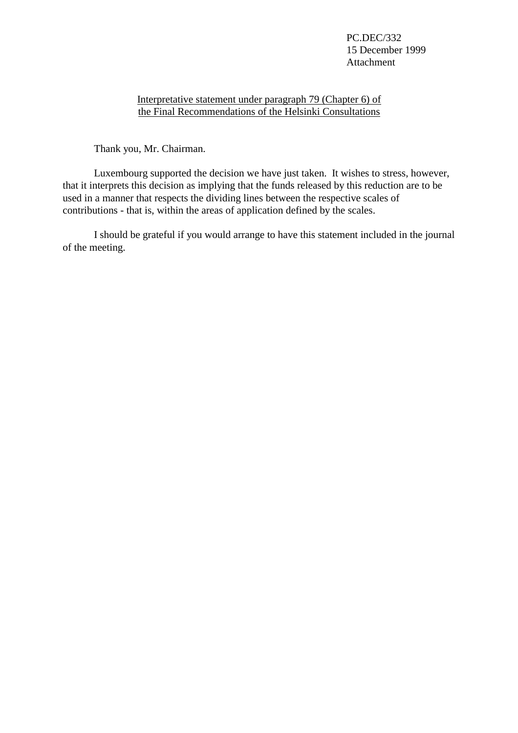PC.DEC/332
15 December 1999
Attachment

Interpretative statement under paragraph 79 (Chapter 6) of the Final Recommendations of the Helsinki Consultations

Thank you, Mr. Chairman.

Luxembourg supported the decision we have just taken. It wishes to stress, however, that it interprets this decision as implying that the funds released by this reduction are to be used in a manner that respects the dividing lines between the respective scales of contributions - that is, within the areas of application defined by the scales.

I should be grateful if you would arrange to have this statement included in the journal of the meeting.